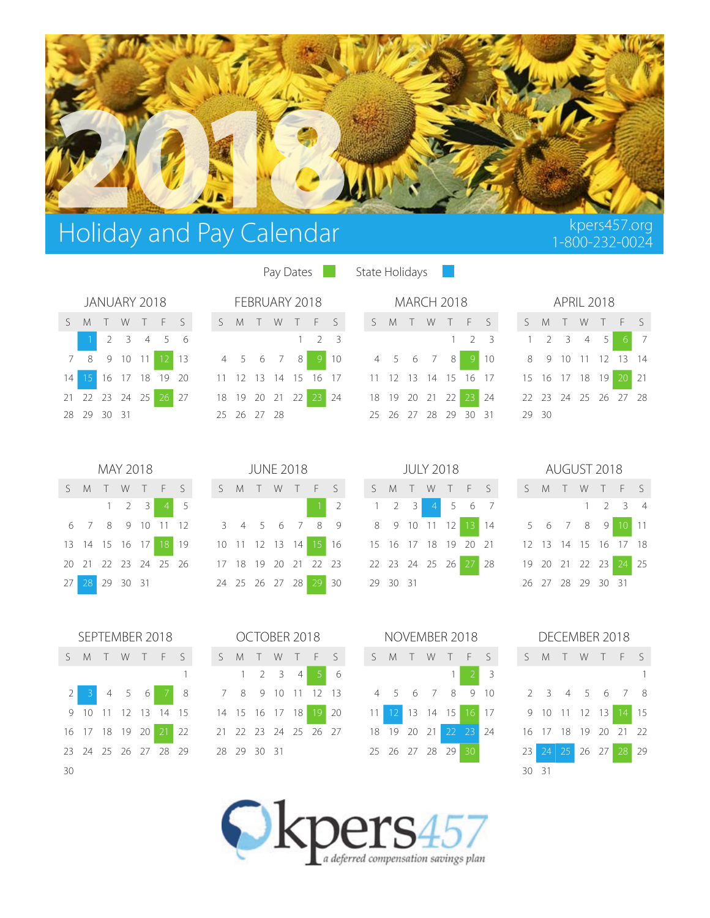# 2018

## Holiday and Pay Calendar

kpers457.org
1-800-232-0024

Pay Dates (green) | State Holidays (blue)

### JANUARY 2018

| S | M | T | W | T | F | S |
|---|---|---|---|---|---|---|
| | 1 | 2 | 3 | 4 | 5 | 6 |
| 7 | 8 | 9 | 10 | 11 | 12 | 13 |
| 14 | 15 | 16 | 17 | 18 | 19 | 20 |
| 21 | 22 | 23 | 24 | 25 | 26 | 27 |
| 28 | 29 | 30 | 31 | | | |

Pay Dates: 12, 26. State Holidays: 1, 15.

### FEBRUARY 2018

| S | M | T | W | T | F | S |
|---|---|---|---|---|---|---|
| | | | | 1 | 2 | 3 |
| 4 | 5 | 6 | 7 | 8 | 9 | 10 |
| 11 | 12 | 13 | 14 | 15 | 16 | 17 |
| 18 | 19 | 20 | 21 | 22 | 23 | 24 |
| 25 | 26 | 27 | 28 | | | |

Pay Dates: 9, 23.

### MARCH 2018

| S | M | T | W | T | F | S |
|---|---|---|---|---|---|---|
| | | | | 1 | 2 | 3 |
| 4 | 5 | 6 | 7 | 8 | 9 | 10 |
| 11 | 12 | 13 | 14 | 15 | 16 | 17 |
| 18 | 19 | 20 | 21 | 22 | 23 | 24 |
| 25 | 26 | 27 | 28 | 29 | 30 | 31 |

Pay Dates: 9, 23.

### APRIL 2018

| S | M | T | W | T | F | S |
|---|---|---|---|---|---|---|
| 1 | 2 | 3 | 4 | 5 | 6 | 7 |
| 8 | 9 | 10 | 11 | 12 | 13 | 14 |
| 15 | 16 | 17 | 18 | 19 | 20 | 21 |
| 22 | 23 | 24 | 25 | 26 | 27 | 28 |
| 29 | 30 | | | | | |

Pay Dates: 6, 20.

### MAY 2018

| S | M | T | W | T | F | S |
|---|---|---|---|---|---|---|
| | | 1 | 2 | 3 | 4 | 5 |
| 6 | 7 | 8 | 9 | 10 | 11 | 12 |
| 13 | 14 | 15 | 16 | 17 | 18 | 19 |
| 20 | 21 | 22 | 23 | 24 | 25 | 26 |
| 27 | 28 | 29 | 30 | 31 | | |

Pay Dates: 4, 18. State Holidays: 28.

### JUNE 2018

| S | M | T | W | T | F | S |
|---|---|---|---|---|---|---|
| | | | | | 1 | 2 |
| 3 | 4 | 5 | 6 | 7 | 8 | 9 |
| 10 | 11 | 12 | 13 | 14 | 15 | 16 |
| 17 | 18 | 19 | 20 | 21 | 22 | 23 |
| 24 | 25 | 26 | 27 | 28 | 29 | 30 |

Pay Dates: 1, 15, 29.

### JULY 2018

| S | M | T | W | T | F | S |
|---|---|---|---|---|---|---|
| 1 | 2 | 3 | 4 | 5 | 6 | 7 |
| 8 | 9 | 10 | 11 | 12 | 13 | 14 |
| 15 | 16 | 17 | 18 | 19 | 20 | 21 |
| 22 | 23 | 24 | 25 | 26 | 27 | 28 |
| 29 | 30 | 31 | | | | |

Pay Dates: 13, 27. State Holidays: 4.

### AUGUST 2018

| S | M | T | W | T | F | S |
|---|---|---|---|---|---|---|
| | | | 1 | 2 | 3 | 4 |
| 5 | 6 | 7 | 8 | 9 | 10 | 11 |
| 12 | 13 | 14 | 15 | 16 | 17 | 18 |
| 19 | 20 | 21 | 22 | 23 | 24 | 25 |
| 26 | 27 | 28 | 29 | 30 | 31 | |

Pay Dates: 10, 24.

### SEPTEMBER 2018

| S | M | T | W | T | F | S |
|---|---|---|---|---|---|---|
| | | | | | | 1 |
| 2 | 3 | 4 | 5 | 6 | 7 | 8 |
| 9 | 10 | 11 | 12 | 13 | 14 | 15 |
| 16 | 17 | 18 | 19 | 20 | 21 | 22 |
| 23 | 24 | 25 | 26 | 27 | 28 | 29 |
| 30 | | | | | | |

Pay Dates: 7, 21. State Holidays: 3.

### OCTOBER 2018

| S | M | T | W | T | F | S |
|---|---|---|---|---|---|---|
| | 1 | 2 | 3 | 4 | 5 | 6 |
| 7 | 8 | 9 | 10 | 11 | 12 | 13 |
| 14 | 15 | 16 | 17 | 18 | 19 | 20 |
| 21 | 22 | 23 | 24 | 25 | 26 | 27 |
| 28 | 29 | 30 | 31 | | | |

Pay Dates: 5, 19.

### NOVEMBER 2018

| S | M | T | W | T | F | S |
|---|---|---|---|---|---|---|
| | | | | 1 | 2 | 3 |
| 4 | 5 | 6 | 7 | 8 | 9 | 10 |
| 11 | 12 | 13 | 14 | 15 | 16 | 17 |
| 18 | 19 | 20 | 21 | 22 | 23 | 24 |
| 25 | 26 | 27 | 28 | 29 | 30 | |

Pay Dates: 2, 16, 30. State Holidays: 12, 22, 23.

### DECEMBER 2018

| S | M | T | W | T | F | S |
|---|---|---|---|---|---|---|
| | | | | | | 1 |
| 2 | 3 | 4 | 5 | 6 | 7 | 8 |
| 9 | 10 | 11 | 12 | 13 | 14 | 15 |
| 16 | 17 | 18 | 19 | 20 | 21 | 22 |
| 23 | 24 | 25 | 26 | 27 | 28 | 29 |
| 30 | 31 | | | | | |

Pay Dates: 14, 28. State Holidays: 24, 25.

kpers457
*a deferred compensation savings plan*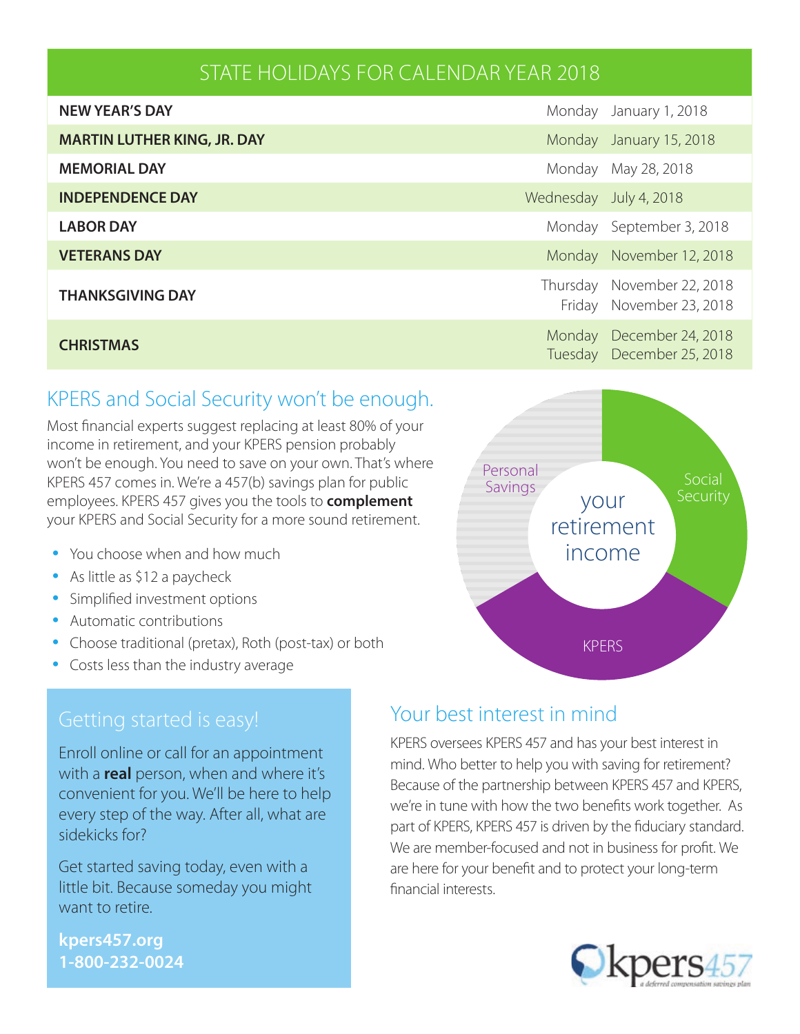## STATE HOLIDAYS FOR CALENDAR YEAR 2018

| | | |
|---|---|---|
| **NEW YEAR'S DAY** | Monday | January 1, 2018 |
| **MARTIN LUTHER KING, JR. DAY** | Monday | January 15, 2018 |
| **MEMORIAL DAY** | Monday | May 28, 2018 |
| **INDEPENDENCE DAY** | Wednesday | July 4, 2018 |
| **LABOR DAY** | Monday | September 3, 2018 |
| **VETERANS DAY** | Monday | November 12, 2018 |
| **THANKSGIVING DAY** | Thursday<br>Friday | November 22, 2018<br>November 23, 2018 |
| **CHRISTMAS** | Monday<br>Tuesday | December 24, 2018<br>December 25, 2018 |

## KPERS and Social Security won't be enough.

Most financial experts suggest replacing at least 80% of your income in retirement, and your KPERS pension probably won't be enough. You need to save on your own. That's where KPERS 457 comes in. We're a 457(b) savings plan for public employees. KPERS 457 gives you the tools to **complement** your KPERS and Social Security for a more sound retirement.

- You choose when and how much
- As little as $12 a paycheck
- Simplified investment options
- Automatic contributions
- Choose traditional (pretax), Roth (post-tax) or both
- Costs less than the industry average

your retirement income

Social Security

KPERS

Personal Savings

## Getting started is easy!

Enroll online or call for an appointment with a **real** person, when and where it's convenient for you. We'll be here to help every step of the way. After all, what are sidekicks for?

Get started saving today, even with a little bit. Because someday you might want to retire.

**kpers457.org**
**1-800-232-0024**

## Your best interest in mind

KPERS oversees KPERS 457 and has your best interest in mind. Who better to help you with saving for retirement? Because of the partnership between KPERS 457 and KPERS, we're in tune with how the two benefits work together. As part of KPERS, KPERS 457 is driven by the fiduciary standard. We are member-focused and not in business for profit. We are here for your benefit and to protect your long-term financial interests.

kpers457
a deferred compensation savings plan